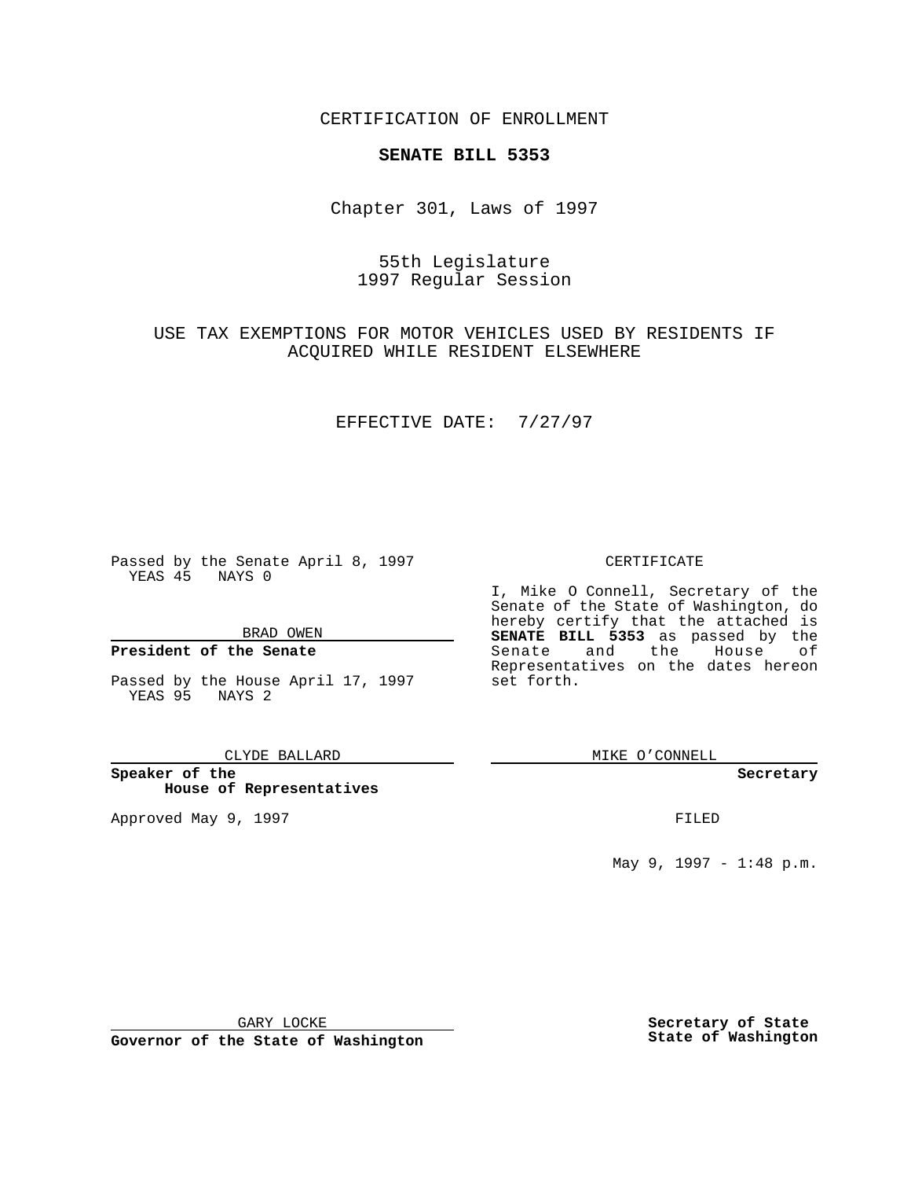CERTIFICATION OF ENROLLMENT

**SENATE BILL 5353**

Chapter 301, Laws of 1997

55th Legislature
1997 Regular Session

USE TAX EXEMPTIONS FOR MOTOR VEHICLES USED BY RESIDENTS IF ACQUIRED WHILE RESIDENT ELSEWHERE

EFFECTIVE DATE: 7/27/97

Passed by the Senate April 8, 1997
YEAS 45 NAYS 0

BRAD OWEN

**President of the Senate**

Passed by the House April 17, 1997
YEAS 95 NAYS 2

CLYDE BALLARD

**Speaker of the House of Representatives**

Approved May 9, 1997

GARY LOCKE

**Governor of the State of Washington**

CERTIFICATE

I, Mike O Connell, Secretary of the Senate of the State of Washington, do hereby certify that the attached is **SENATE BILL 5353** as passed by the Senate and the House of Representatives on the dates hereon set forth.

MIKE O'CONNELL

**Secretary**

FILED

May 9, 1997 - 1:48 p.m.

**Secretary of State**
**State of Washington**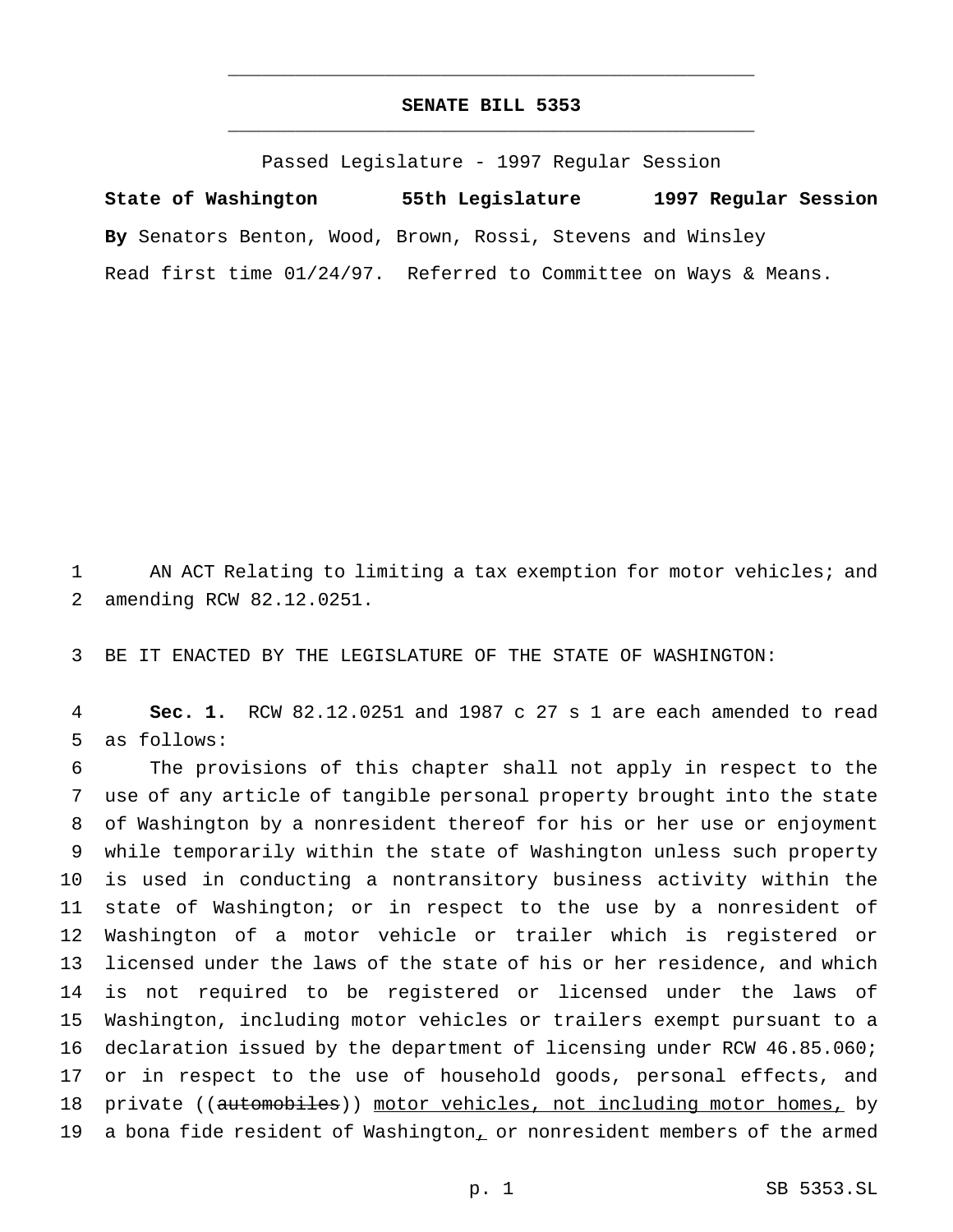# SENATE BILL 5353

Passed Legislature - 1997 Regular Session

**State of Washington 55th Legislature 1997 Regular Session**

**By** Senators Benton, Wood, Brown, Rossi, Stevens and Winsley

Read first time 01/24/97. Referred to Committee on Ways & Means.

1 AN ACT Relating to limiting a tax exemption for motor vehicles; and
2 amending RCW 82.12.0251.

3 BE IT ENACTED BY THE LEGISLATURE OF THE STATE OF WASHINGTON:

4 **Sec. 1.** RCW 82.12.0251 and 1987 c 27 s 1 are each amended to read
5 as follows:

6 The provisions of this chapter shall not apply in respect to the
7 use of any article of tangible personal property brought into the state
8 of Washington by a nonresident thereof for his or her use or enjoyment
9 while temporarily within the state of Washington unless such property
10 is used in conducting a nontransitory business activity within the
11 state of Washington; or in respect to the use by a nonresident of
12 Washington of a motor vehicle or trailer which is registered or
13 licensed under the laws of the state of his or her residence, and which
14 is not required to be registered or licensed under the laws of
15 Washington, including motor vehicles or trailers exempt pursuant to a
16 declaration issued by the department of licensing under RCW 46.85.060;
17 or in respect to the use of household goods, personal effects, and
18 private ((~~automobiles~~)) <u>motor vehicles, not including motor homes,</u> by
19 a bona fide resident of Washington<u>,</u> or nonresident members of the armed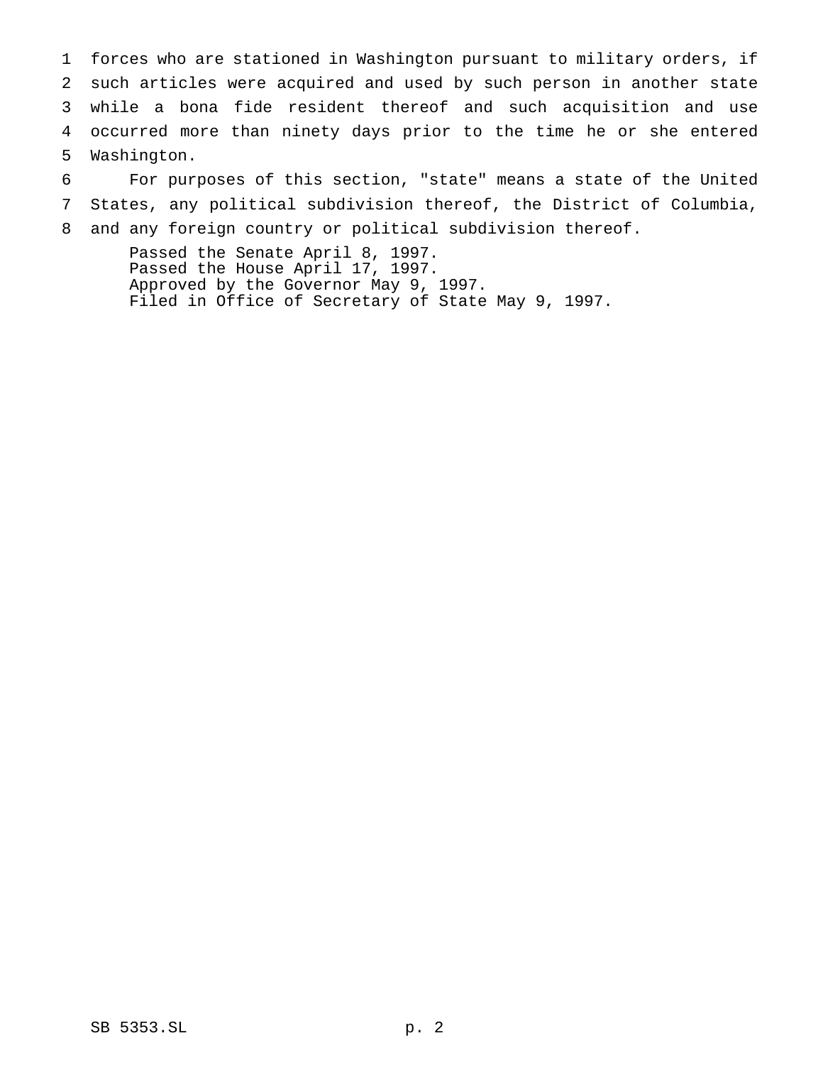forces who are stationed in Washington pursuant to military orders, if such articles were acquired and used by such person in another state while a bona fide resident thereof and such acquisition and use occurred more than ninety days prior to the time he or she entered Washington.

For purposes of this section, "state" means a state of the United States, any political subdivision thereof, the District of Columbia, and any foreign country or political subdivision thereof.

Passed the Senate April 8, 1997.
Passed the House April 17, 1997.
Approved by the Governor May 9, 1997.
Filed in Office of Secretary of State May 9, 1997.